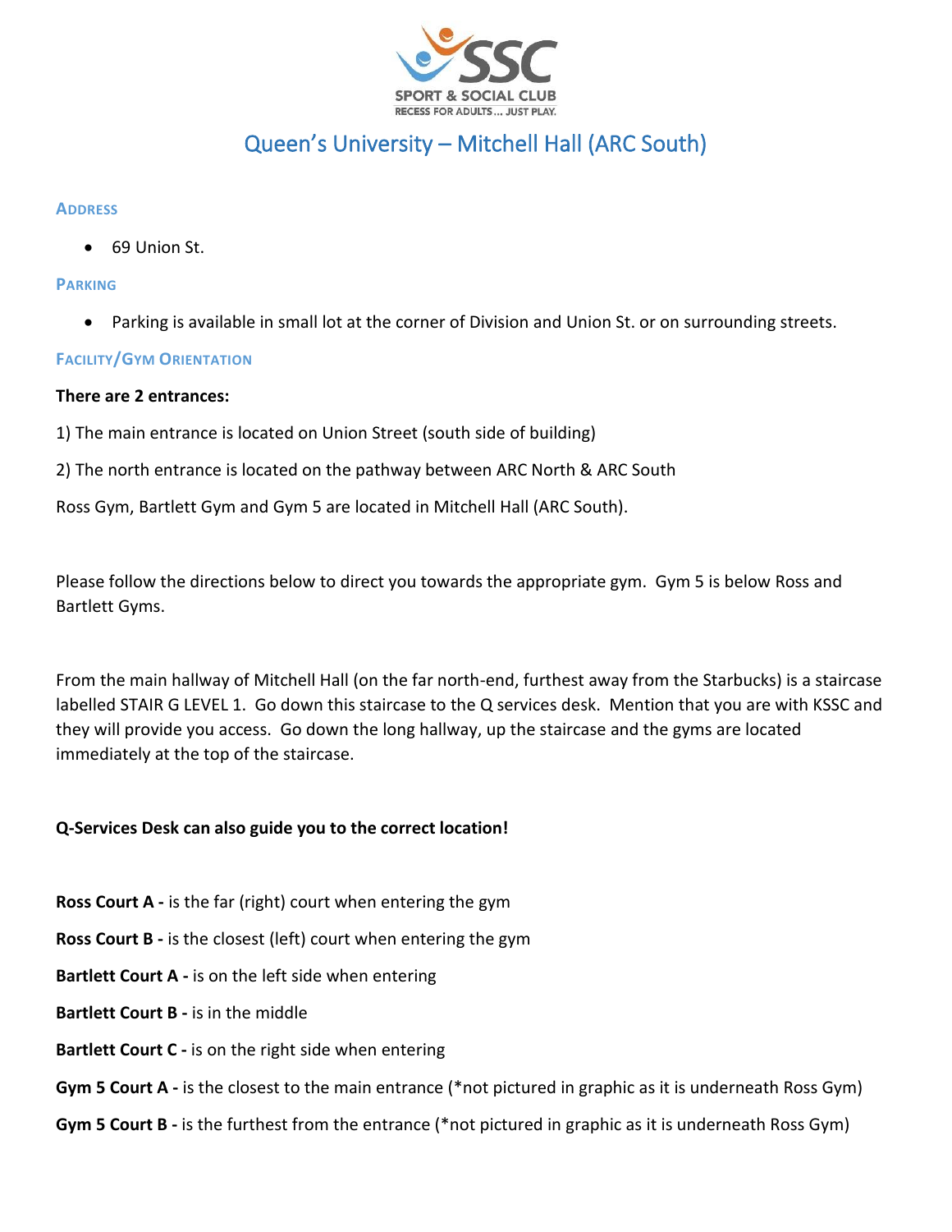SPORT & SOCIAL CLUB

RECESS FOR ADULTS… JUST PLAY.

# Queen's University – Mitchell Hall (ARC South)

## Address

- 69 Union St.

## Parking

- Parking is available in small lot at the corner of Division and Union St. or on surrounding streets.

## Facility/Gym Orientation

**There are 2 entrances:**

1) The main entrance is located on Union Street (south side of building)

2) The north entrance is located on the pathway between ARC North & ARC South

Ross Gym, Bartlett Gym and Gym 5 are located in Mitchell Hall (ARC South).

Please follow the directions below to direct you towards the appropriate gym. Gym 5 is below Ross and Bartlett Gyms.

From the main hallway of Mitchell Hall (on the far north-end, furthest away from the Starbucks) is a staircase labelled STAIR G LEVEL 1. Go down this staircase to the Q services desk. Mention that you are with KSSC and they will provide you access. Go down the long hallway, up the staircase and the gyms are located immediately at the top of the staircase.

**Q-Services Desk can also guide you to the correct location!**

**Ross Court A -** is the far (right) court when entering the gym

**Ross Court B -** is the closest (left) court when entering the gym

**Bartlett Court A -** is on the left side when entering

**Bartlett Court B -** is in the middle

**Bartlett Court C -** is on the right side when entering

**Gym 5 Court A -** is the closest to the main entrance (*not pictured in graphic as it is underneath Ross Gym)

**Gym 5 Court B -** is the furthest from the entrance (*not pictured in graphic as it is underneath Ross Gym)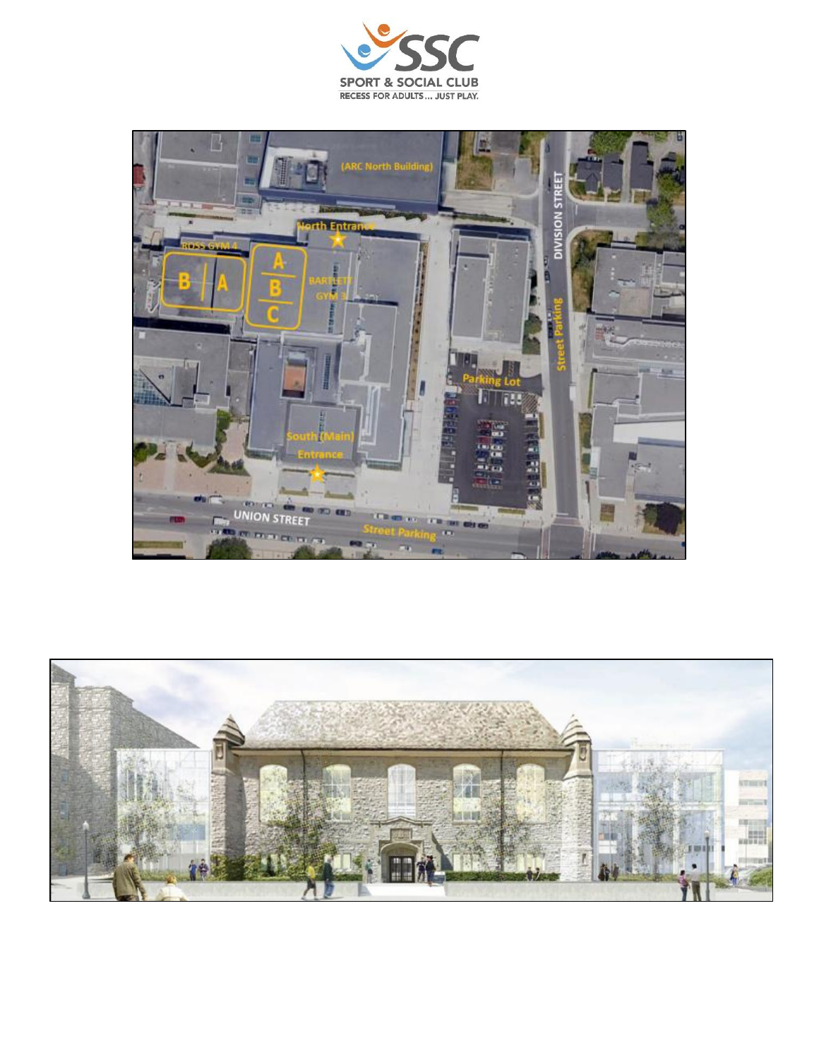(ARC North Building)

North Entrance

ROSS GYM 4

B | A

A
B
C

BARTLETT GYM 3

DIVISION STREET

Street Parking

Parking Lot

South (Main) Entrance

UNION STREET

Street Parking